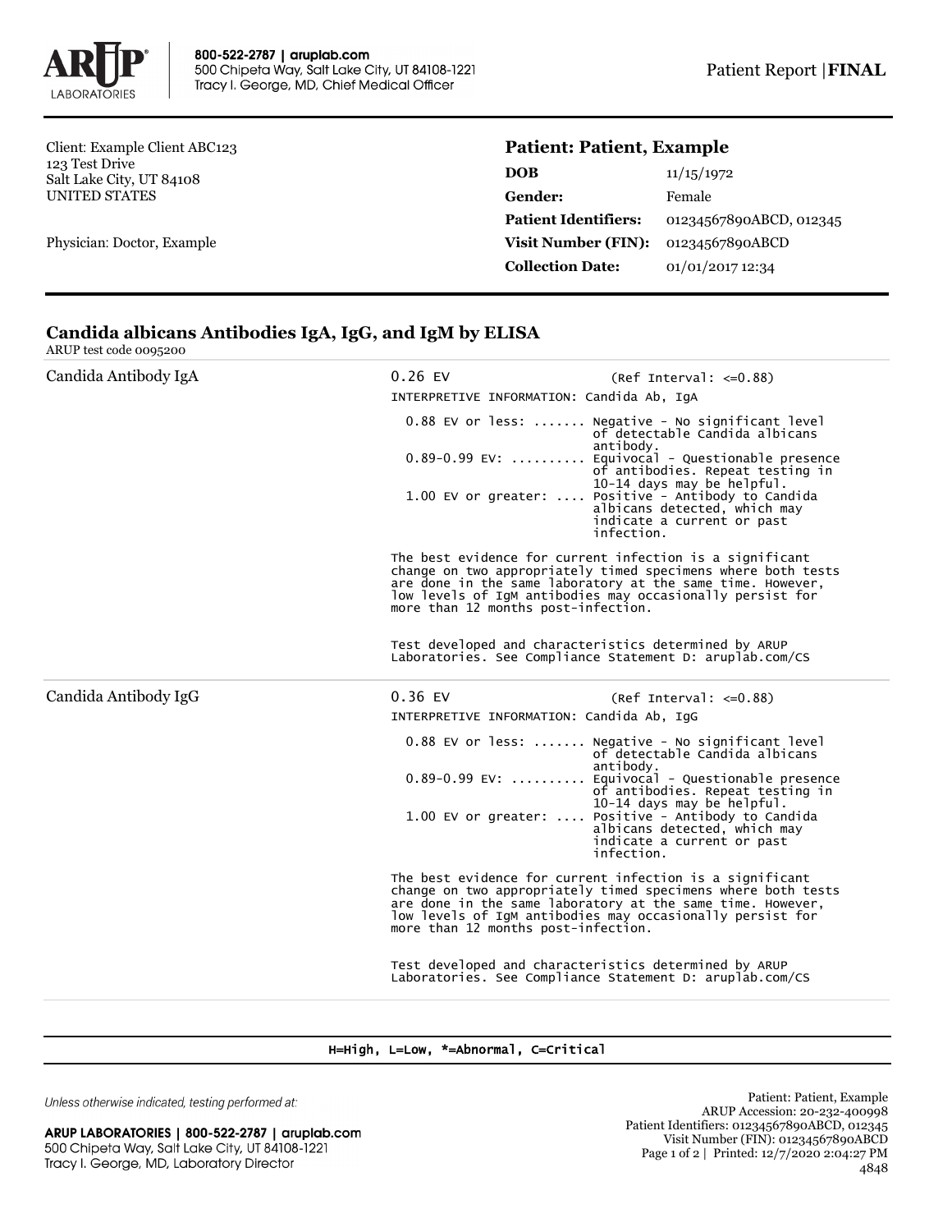800-522-2787 | aruplab.com
500 Chipeta Way, Salt Lake City, UT 84108-1221
Tracy I. George, MD, Chief Medical Officer

Patient Report | **FINAL**

Client: Example Client ABC123
123 Test Drive
Salt Lake City, UT 84108
UNITED STATES

Physician: Doctor, Example

## Patient: Patient, Example

| | |
|---|---|
| **DOB** | 11/15/1972 |
| **Gender:** | Female |
| **Patient Identifiers:** | 01234567890ABCD, 012345 |
| **Visit Number (FIN):** | 01234567890ABCD |
| **Collection Date:** | 01/01/2017 12:34 |

## Candida albicans Antibodies IgA, IgG, and IgM by ELISA

ARUP test code 0095200

### Candida Antibody IgA

0.26 EV (Ref Interval: <=0.88)

INTERPRETIVE INFORMATION: Candida Ab, IgA

```
  0.88 EV or less: ....... Negative - No significant level
                           of detectable Candida albicans
                           antibody.
  0.89-0.99 EV: ......... Equivocal - Questionable presence
                           of antibodies. Repeat testing in
                           10-14 days may be helpful.
  1.00 EV or greater: .... Positive - Antibody to Candida
                           albicans detected, which may
                           indicate a current or past
                           infection.
```

The best evidence for current infection is a significant change on two appropriately timed specimens where both tests are done in the same laboratory at the same time. However, low levels of IgM antibodies may occasionally persist for more than 12 months post-infection.

Test developed and characteristics determined by ARUP Laboratories. See Compliance Statement D: aruplab.com/CS

### Candida Antibody IgG

0.36 EV (Ref Interval: <=0.88)

INTERPRETIVE INFORMATION: Candida Ab, IgG

```
  0.88 EV or less: ....... Negative - No significant level
                           of detectable Candida albicans
                           antibody.
  0.89-0.99 EV: ......... Equivocal - Questionable presence
                           of antibodies. Repeat testing in
                           10-14 days may be helpful.
  1.00 EV or greater: .... Positive - Antibody to Candida
                           albicans detected, which may
                           indicate a current or past
                           infection.
```

The best evidence for current infection is a significant change on two appropriately timed specimens where both tests are done in the same laboratory at the same time. However, low levels of IgM antibodies may occasionally persist for more than 12 months post-infection.

Test developed and characteristics determined by ARUP Laboratories. See Compliance Statement D: aruplab.com/CS

H=High, L=Low, *=Abnormal, C=Critical

*Unless otherwise indicated, testing performed at:*

**ARUP LABORATORIES | 800-522-2787 | aruplab.com**
500 Chipeta Way, Salt Lake City, UT 84108-1221
Tracy I. George, MD, Laboratory Director

Patient: Patient, Example
ARUP Accession: 20-232-400998
Patient Identifiers: 01234567890ABCD, 012345
Visit Number (FIN): 01234567890ABCD
Printed: 12/7/2020 2:04:27 PM
4848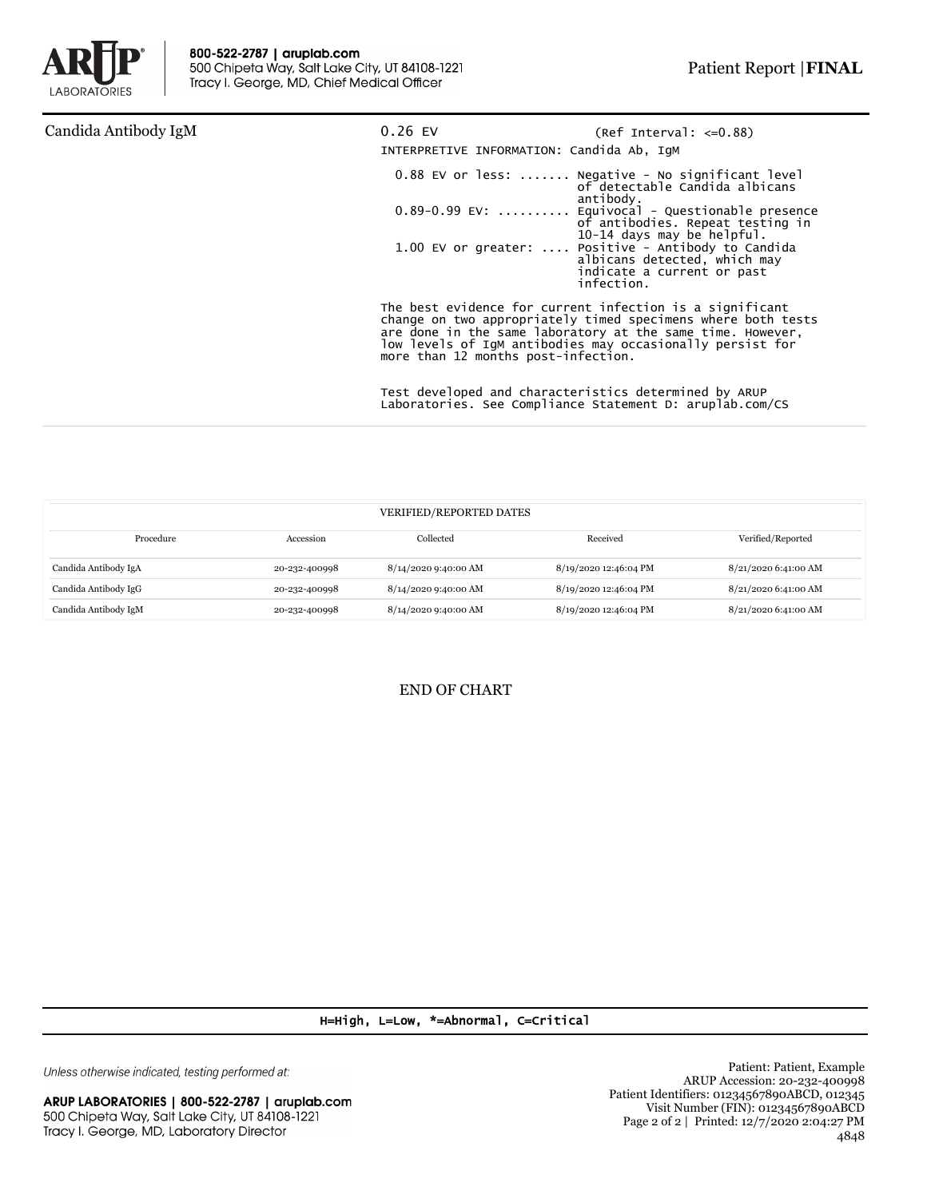Candida Antibody IgM

0.26 EV (Ref Interval: <=0.88)

INTERPRETIVE INFORMATION: Candida Ab, IgM

```
0.88 EV or less: ....... Negative - No significant level
                         of detectable Candida albicans
                         antibody.
0.89-0.99 EV: .......... Equivocal - Questionable presence
                         of antibodies. Repeat testing in
                         10-14 days may be helpful.
1.00 EV or greater: .... Positive - Antibody to Candida
                         albicans detected, which may
                         indicate a current or past
                         infection.
```

The best evidence for current infection is a significant change on two appropriately timed specimens where both tests are done in the same laboratory at the same time. However, low levels of IgM antibodies may occasionally persist for more than 12 months post-infection.

Test developed and characteristics determined by ARUP Laboratories. See Compliance Statement D: aruplab.com/CS

VERIFIED/REPORTED DATES

| Procedure | Accession | Collected | Received | Verified/Reported |
|---|---|---|---|---|
| Candida Antibody IgA | 20-232-400998 | 8/14/2020 9:40:00 AM | 8/19/2020 12:46:04 PM | 8/21/2020 6:41:00 AM |
| Candida Antibody IgG | 20-232-400998 | 8/14/2020 9:40:00 AM | 8/19/2020 12:46:04 PM | 8/21/2020 6:41:00 AM |
| Candida Antibody IgM | 20-232-400998 | 8/14/2020 9:40:00 AM | 8/19/2020 12:46:04 PM | 8/21/2020 6:41:00 AM |

END OF CHART